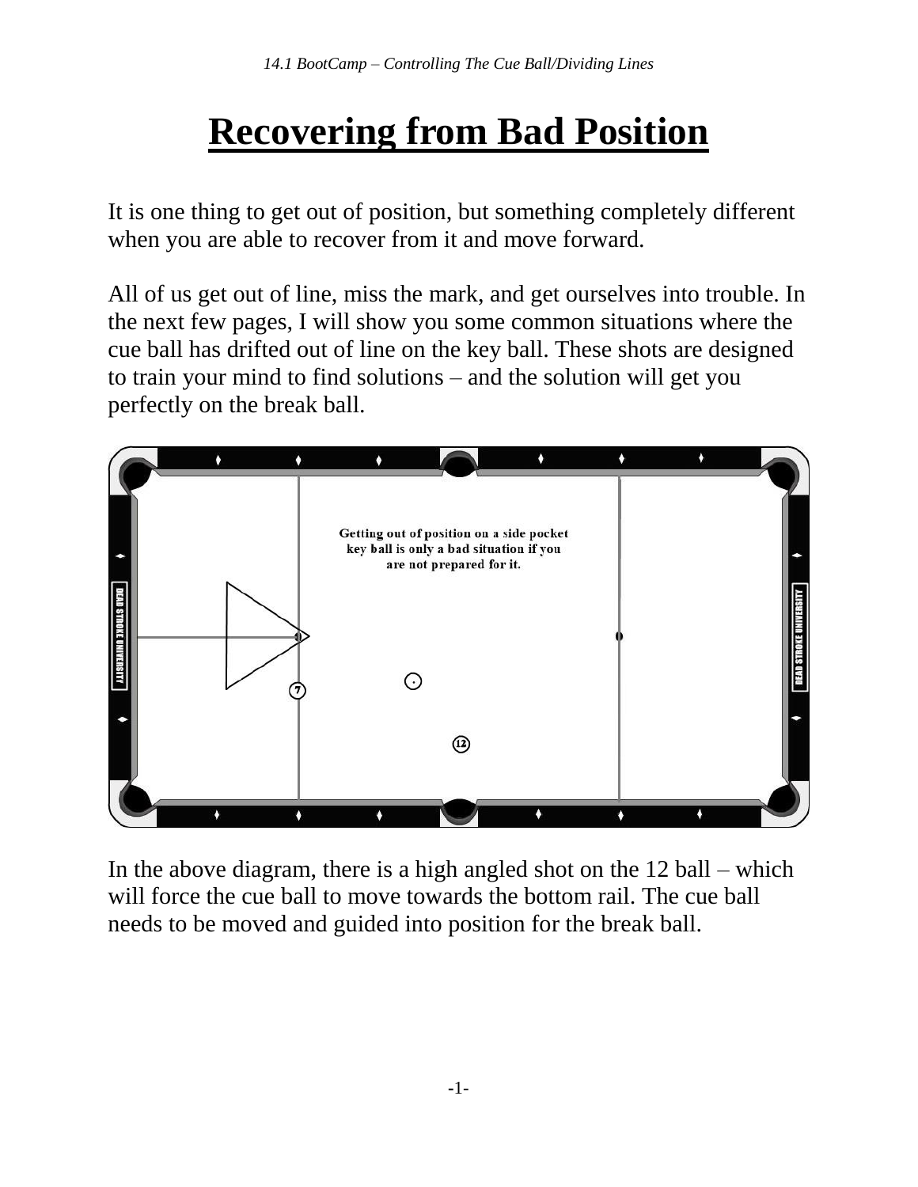# Recovering from Bad Position

It is one thing to get out of position, but something completely different when you are able to recover from it and move forward.

All of us get out of line, miss the mark, and get ourselves into trouble. In the next few pages, I will show you some common situations where the cue ball has drifted out of line on the key ball. These shots are designed to train your mind to find solutions – and the solution will get you perfectly on the break ball.

Getting out of position on a side pocket key ball is only a bad situation if you are not prepared for it.

In the above diagram, there is a high angled shot on the 12 ball – which will force the cue ball to move towards the bottom rail. The cue ball needs to be moved and guided into position for the break ball.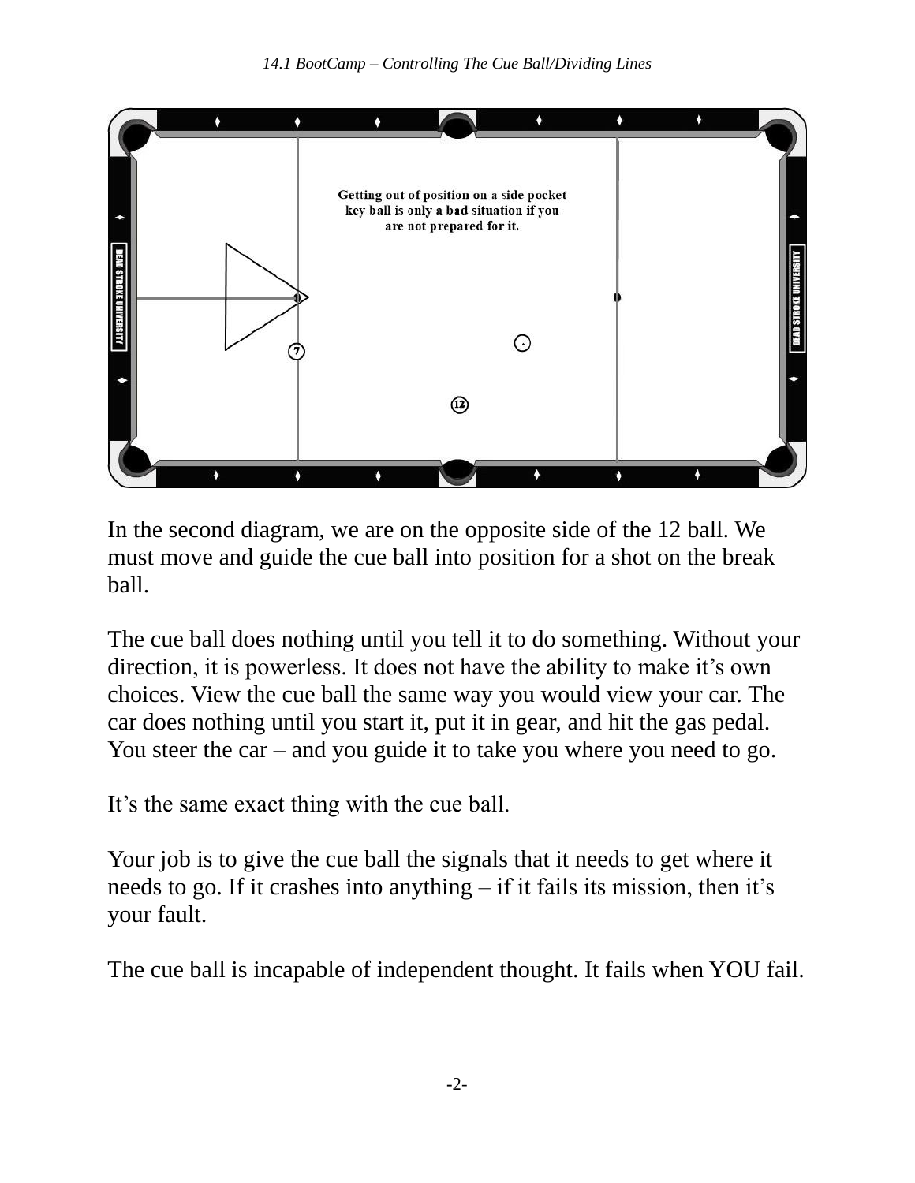Getting out of position on a side pocket key ball is only a bad situation if you are not prepared for it.

In the second diagram, we are on the opposite side of the 12 ball. We must move and guide the cue ball into position for a shot on the break ball.

The cue ball does nothing until you tell it to do something. Without your direction, it is powerless. It does not have the ability to make it's own choices. View the cue ball the same way you would view your car. The car does nothing until you start it, put it in gear, and hit the gas pedal. You steer the car – and you guide it to take you where you need to go.

It's the same exact thing with the cue ball.

Your job is to give the cue ball the signals that it needs to get where it needs to go. If it crashes into anything – if it fails its mission, then it's your fault.

The cue ball is incapable of independent thought. It fails when YOU fail.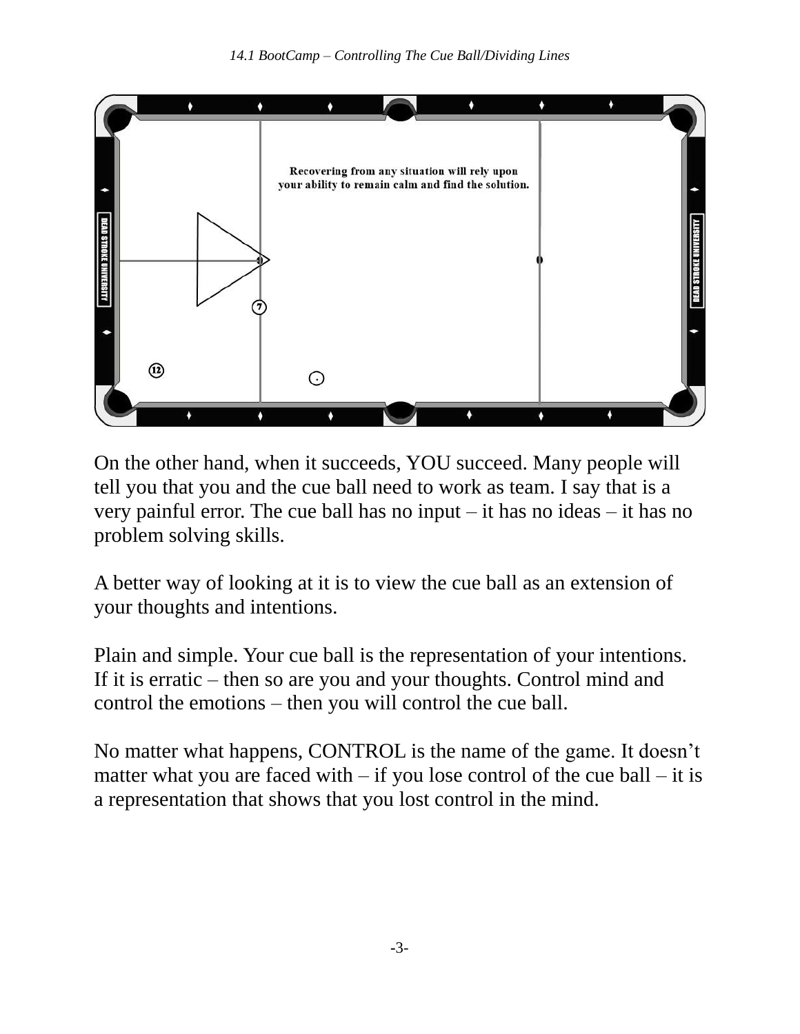Recovering from any situation will rely upon your ability to remain calm and find the solution.

On the other hand, when it succeeds, YOU succeed. Many people will tell you that you and the cue ball need to work as team. I say that is a very painful error. The cue ball has no input – it has no ideas – it has no problem solving skills.

A better way of looking at it is to view the cue ball as an extension of your thoughts and intentions.

Plain and simple. Your cue ball is the representation of your intentions. If it is erratic – then so are you and your thoughts. Control mind and control the emotions – then you will control the cue ball.

No matter what happens, CONTROL is the name of the game. It doesn't matter what you are faced with – if you lose control of the cue ball – it is a representation that shows that you lost control in the mind.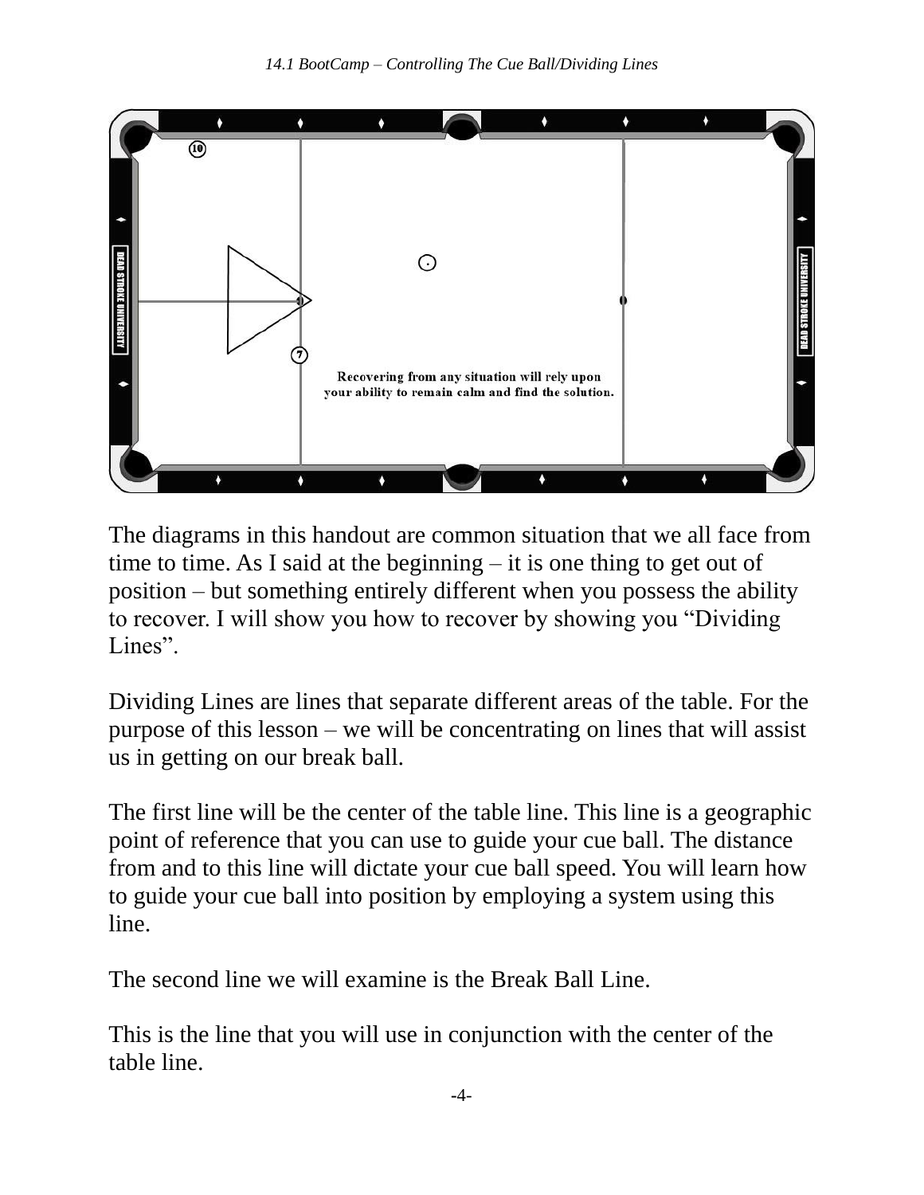The diagrams in this handout are common situation that we all face from time to time. As I said at the beginning – it is one thing to get out of position – but something entirely different when you possess the ability to recover. I will show you how to recover by showing you "Dividing Lines".

Dividing Lines are lines that separate different areas of the table. For the purpose of this lesson – we will be concentrating on lines that will assist us in getting on our break ball.

The first line will be the center of the table line. This line is a geographic point of reference that you can use to guide your cue ball. The distance from and to this line will dictate your cue ball speed. You will learn how to guide your cue ball into position by employing a system using this line.

The second line we will examine is the Break Ball Line.

This is the line that you will use in conjunction with the center of the table line.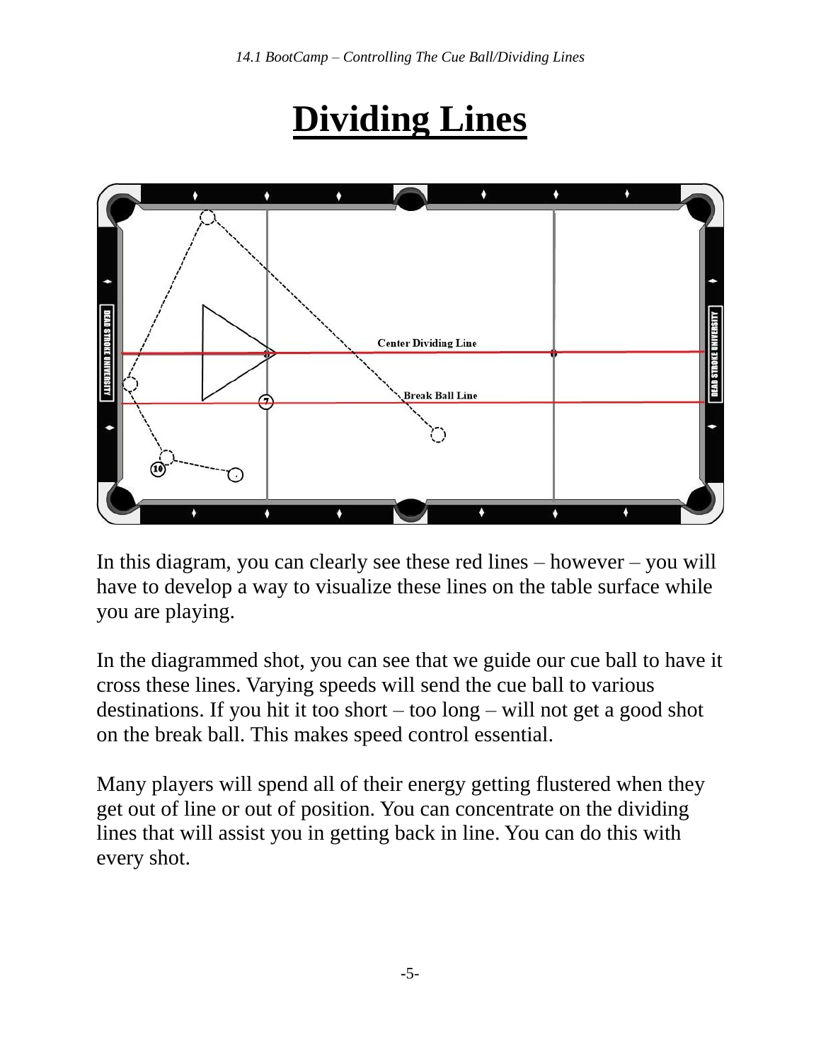# Dividing Lines

Center Dividing Line

Break Ball Line

In this diagram, you can clearly see these red lines – however – you will have to develop a way to visualize these lines on the table surface while you are playing.

In the diagrammed shot, you can see that we guide our cue ball to have it cross these lines. Varying speeds will send the cue ball to various destinations. If you hit it too short – too long – will not get a good shot on the break ball. This makes speed control essential.

Many players will spend all of their energy getting flustered when they get out of line or out of position. You can concentrate on the dividing lines that will assist you in getting back in line. You can do this with every shot.